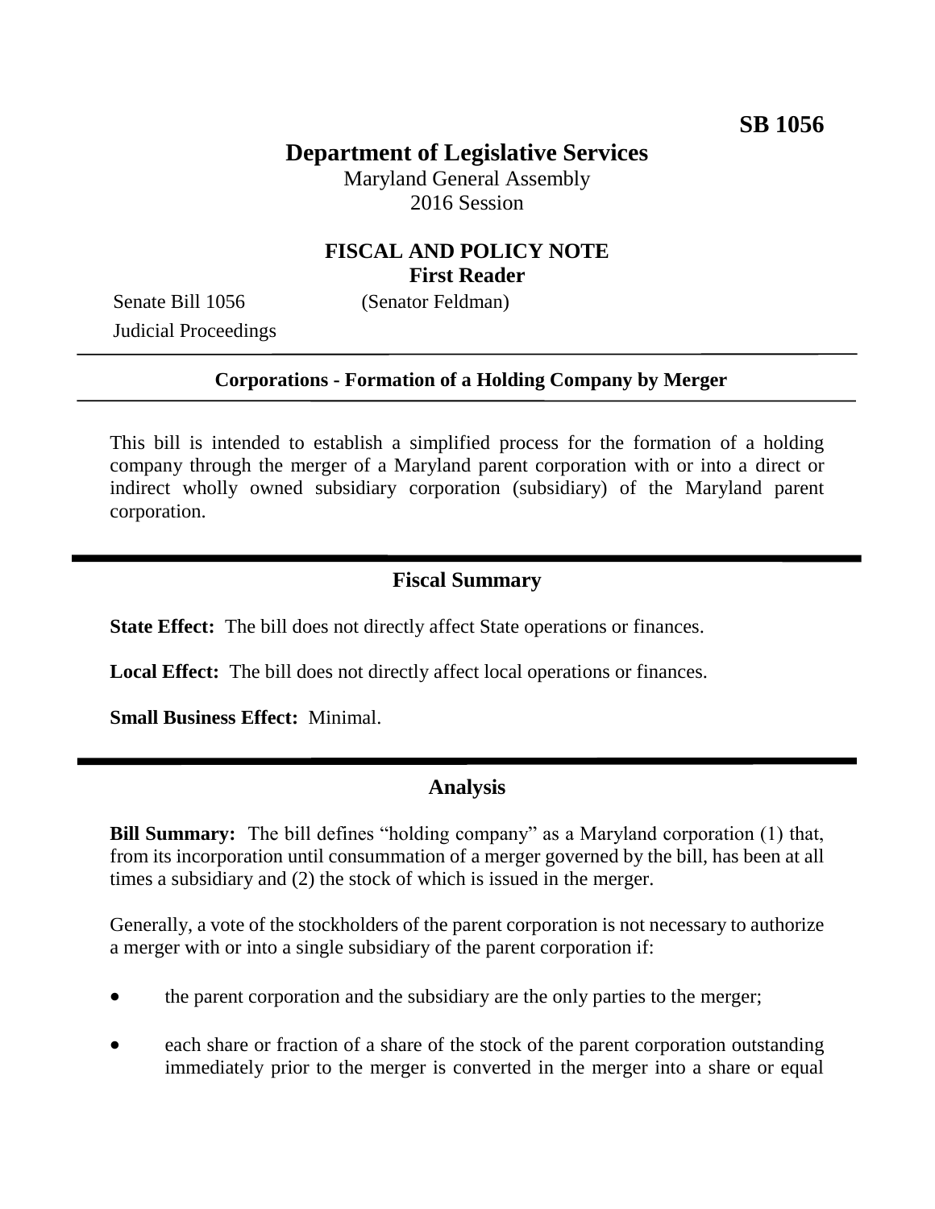**SB 1056**

# Department of Legislative Services

Maryland General Assembly
2016 Session

## FISCAL AND POLICY NOTE
**First Reader**

Senate Bill 1056 (Senator Feldman)
Judicial Proceedings

---

**Corporations - Formation of a Holding Company by Merger**

---

This bill is intended to establish a simplified process for the formation of a holding company through the merger of a Maryland parent corporation with or into a direct or indirect wholly owned subsidiary corporation (subsidiary) of the Maryland parent corporation.

## Fiscal Summary

**State Effect:** The bill does not directly affect State operations or finances.

**Local Effect:** The bill does not directly affect local operations or finances.

**Small Business Effect:** Minimal.

## Analysis

**Bill Summary:** The bill defines "holding company" as a Maryland corporation (1) that, from its incorporation until consummation of a merger governed by the bill, has been at all times a subsidiary and (2) the stock of which is issued in the merger.

Generally, a vote of the stockholders of the parent corporation is not necessary to authorize a merger with or into a single subsidiary of the parent corporation if:

- the parent corporation and the subsidiary are the only parties to the merger;
- each share or fraction of a share of the stock of the parent corporation outstanding immediately prior to the merger is converted in the merger into a share or equal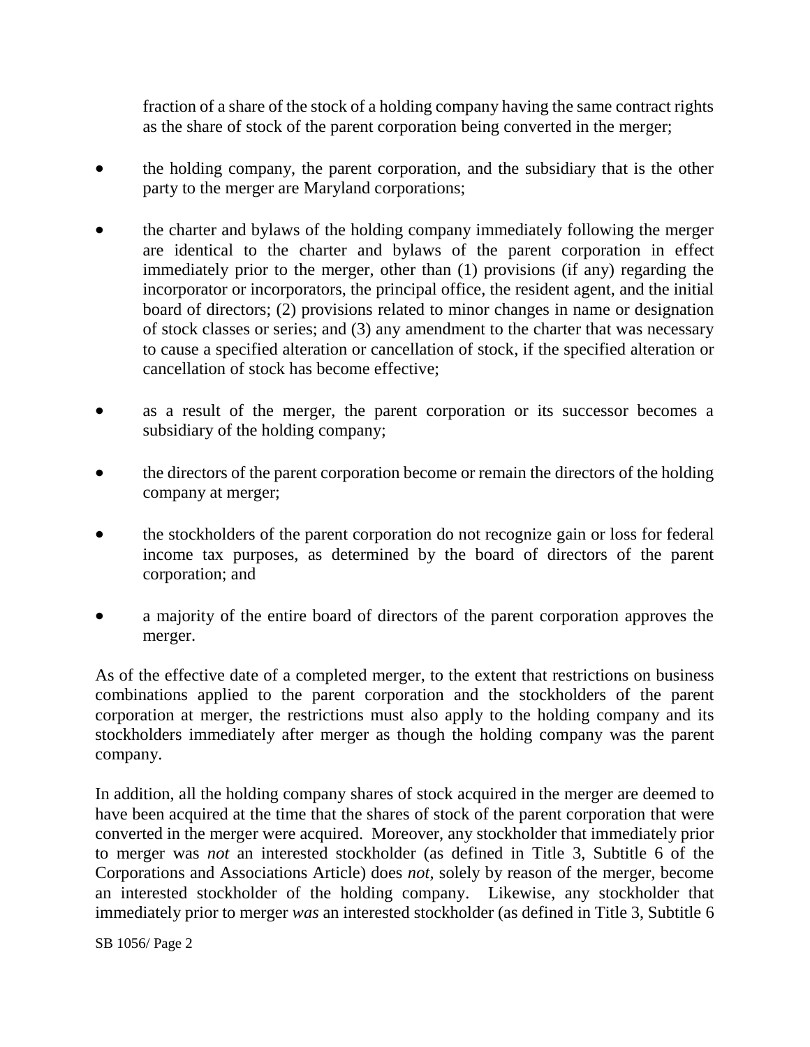fraction of a share of the stock of a holding company having the same contract rights as the share of stock of the parent corporation being converted in the merger;

- the holding company, the parent corporation, and the subsidiary that is the other party to the merger are Maryland corporations;
- the charter and bylaws of the holding company immediately following the merger are identical to the charter and bylaws of the parent corporation in effect immediately prior to the merger, other than (1) provisions (if any) regarding the incorporator or incorporators, the principal office, the resident agent, and the initial board of directors; (2) provisions related to minor changes in name or designation of stock classes or series; and (3) any amendment to the charter that was necessary to cause a specified alteration or cancellation of stock, if the specified alteration or cancellation of stock has become effective;
- as a result of the merger, the parent corporation or its successor becomes a subsidiary of the holding company;
- the directors of the parent corporation become or remain the directors of the holding company at merger;
- the stockholders of the parent corporation do not recognize gain or loss for federal income tax purposes, as determined by the board of directors of the parent corporation; and
- a majority of the entire board of directors of the parent corporation approves the merger.

As of the effective date of a completed merger, to the extent that restrictions on business combinations applied to the parent corporation and the stockholders of the parent corporation at merger, the restrictions must also apply to the holding company and its stockholders immediately after merger as though the holding company was the parent company.

In addition, all the holding company shares of stock acquired in the merger are deemed to have been acquired at the time that the shares of stock of the parent corporation that were converted in the merger were acquired. Moreover, any stockholder that immediately prior to merger was *not* an interested stockholder (as defined in Title 3, Subtitle 6 of the Corporations and Associations Article) does *not*, solely by reason of the merger, become an interested stockholder of the holding company. Likewise, any stockholder that immediately prior to merger *was* an interested stockholder (as defined in Title 3, Subtitle 6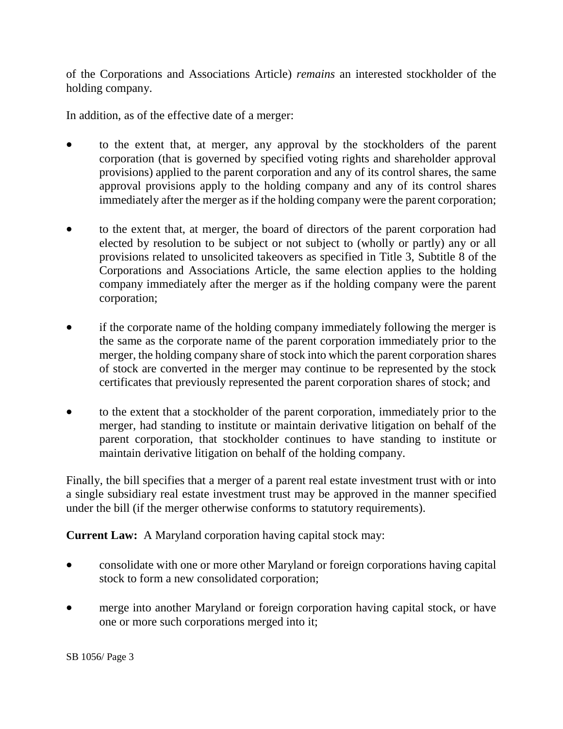of the Corporations and Associations Article) *remains* an interested stockholder of the holding company.

In addition, as of the effective date of a merger:

- to the extent that, at merger, any approval by the stockholders of the parent corporation (that is governed by specified voting rights and shareholder approval provisions) applied to the parent corporation and any of its control shares, the same approval provisions apply to the holding company and any of its control shares immediately after the merger as if the holding company were the parent corporation;
- to the extent that, at merger, the board of directors of the parent corporation had elected by resolution to be subject or not subject to (wholly or partly) any or all provisions related to unsolicited takeovers as specified in Title 3, Subtitle 8 of the Corporations and Associations Article, the same election applies to the holding company immediately after the merger as if the holding company were the parent corporation;
- if the corporate name of the holding company immediately following the merger is the same as the corporate name of the parent corporation immediately prior to the merger, the holding company share of stock into which the parent corporation shares of stock are converted in the merger may continue to be represented by the stock certificates that previously represented the parent corporation shares of stock; and
- to the extent that a stockholder of the parent corporation, immediately prior to the merger, had standing to institute or maintain derivative litigation on behalf of the parent corporation, that stockholder continues to have standing to institute or maintain derivative litigation on behalf of the holding company.

Finally, the bill specifies that a merger of a parent real estate investment trust with or into a single subsidiary real estate investment trust may be approved in the manner specified under the bill (if the merger otherwise conforms to statutory requirements).

**Current Law:** A Maryland corporation having capital stock may:

- consolidate with one or more other Maryland or foreign corporations having capital stock to form a new consolidated corporation;
- merge into another Maryland or foreign corporation having capital stock, or have one or more such corporations merged into it;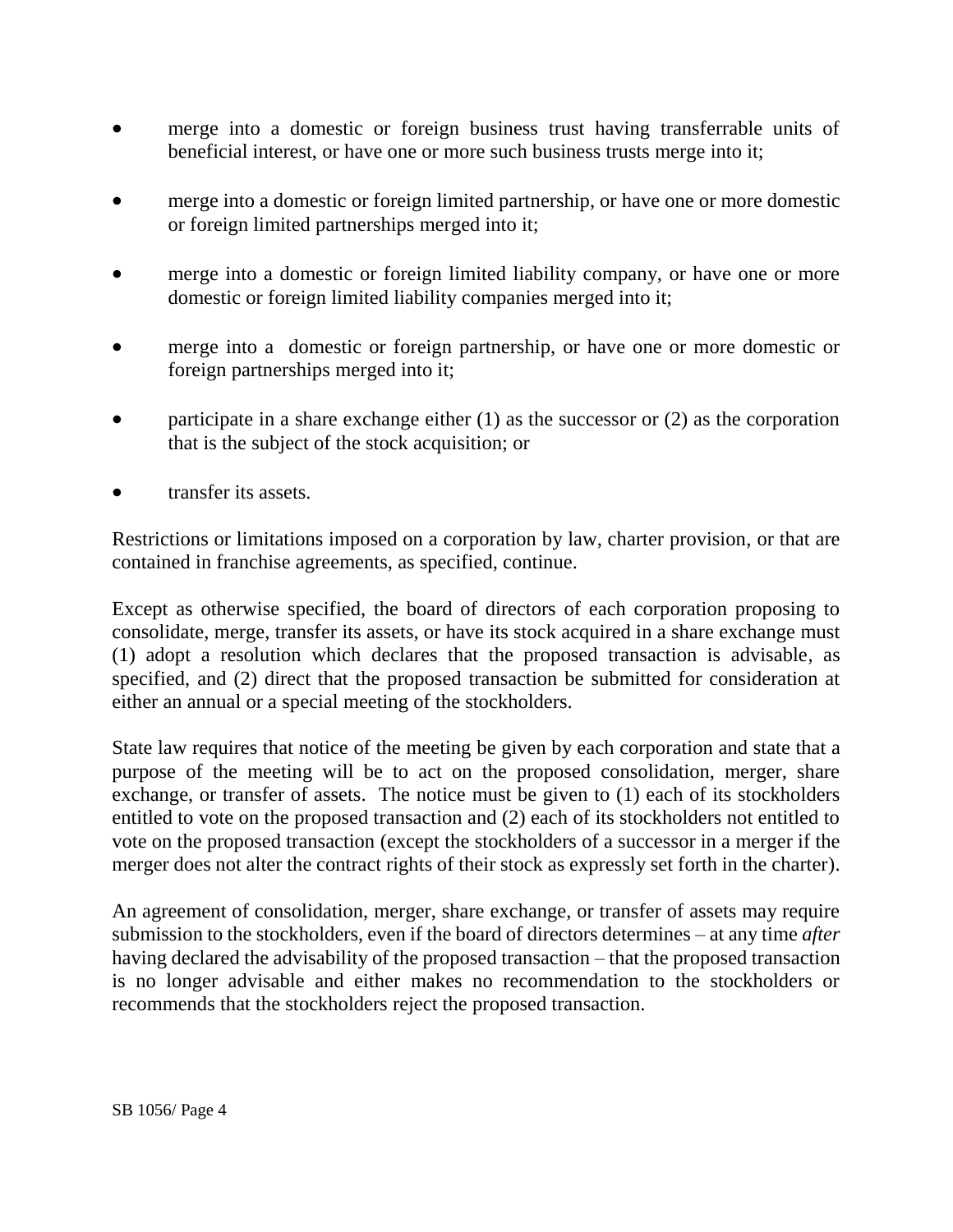- merge into a domestic or foreign business trust having transferrable units of beneficial interest, or have one or more such business trusts merge into it;
- merge into a domestic or foreign limited partnership, or have one or more domestic or foreign limited partnerships merged into it;
- merge into a domestic or foreign limited liability company, or have one or more domestic or foreign limited liability companies merged into it;
- merge into a domestic or foreign partnership, or have one or more domestic or foreign partnerships merged into it;
- participate in a share exchange either (1) as the successor or (2) as the corporation that is the subject of the stock acquisition; or
- transfer its assets.

Restrictions or limitations imposed on a corporation by law, charter provision, or that are contained in franchise agreements, as specified, continue.

Except as otherwise specified, the board of directors of each corporation proposing to consolidate, merge, transfer its assets, or have its stock acquired in a share exchange must (1) adopt a resolution which declares that the proposed transaction is advisable, as specified, and (2) direct that the proposed transaction be submitted for consideration at either an annual or a special meeting of the stockholders.

State law requires that notice of the meeting be given by each corporation and state that a purpose of the meeting will be to act on the proposed consolidation, merger, share exchange, or transfer of assets. The notice must be given to (1) each of its stockholders entitled to vote on the proposed transaction and (2) each of its stockholders not entitled to vote on the proposed transaction (except the stockholders of a successor in a merger if the merger does not alter the contract rights of their stock as expressly set forth in the charter).

An agreement of consolidation, merger, share exchange, or transfer of assets may require submission to the stockholders, even if the board of directors determines – at any time *after* having declared the advisability of the proposed transaction – that the proposed transaction is no longer advisable and either makes no recommendation to the stockholders or recommends that the stockholders reject the proposed transaction.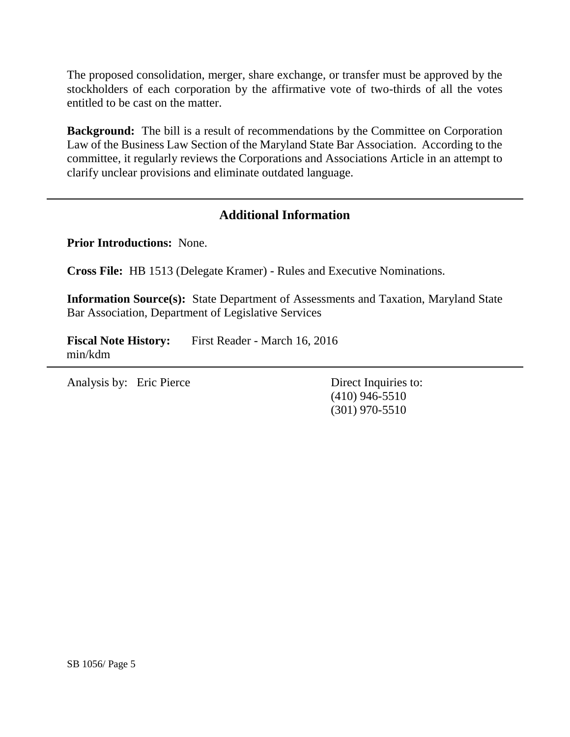The proposed consolidation, merger, share exchange, or transfer must be approved by the stockholders of each corporation by the affirmative vote of two-thirds of all the votes entitled to be cast on the matter.

**Background:** The bill is a result of recommendations by the Committee on Corporation Law of the Business Law Section of the Maryland State Bar Association. According to the committee, it regularly reviews the Corporations and Associations Article in an attempt to clarify unclear provisions and eliminate outdated language.

## Additional Information

**Prior Introductions:** None.

**Cross File:** HB 1513 (Delegate Kramer) - Rules and Executive Nominations.

**Information Source(s):** State Department of Assessments and Taxation, Maryland State Bar Association, Department of Legislative Services

**Fiscal Note History:** First Reader - March 16, 2016
min/kdm

Analysis by: Eric Pierce

Direct Inquiries to:
(410) 946-5510
(301) 970-5510